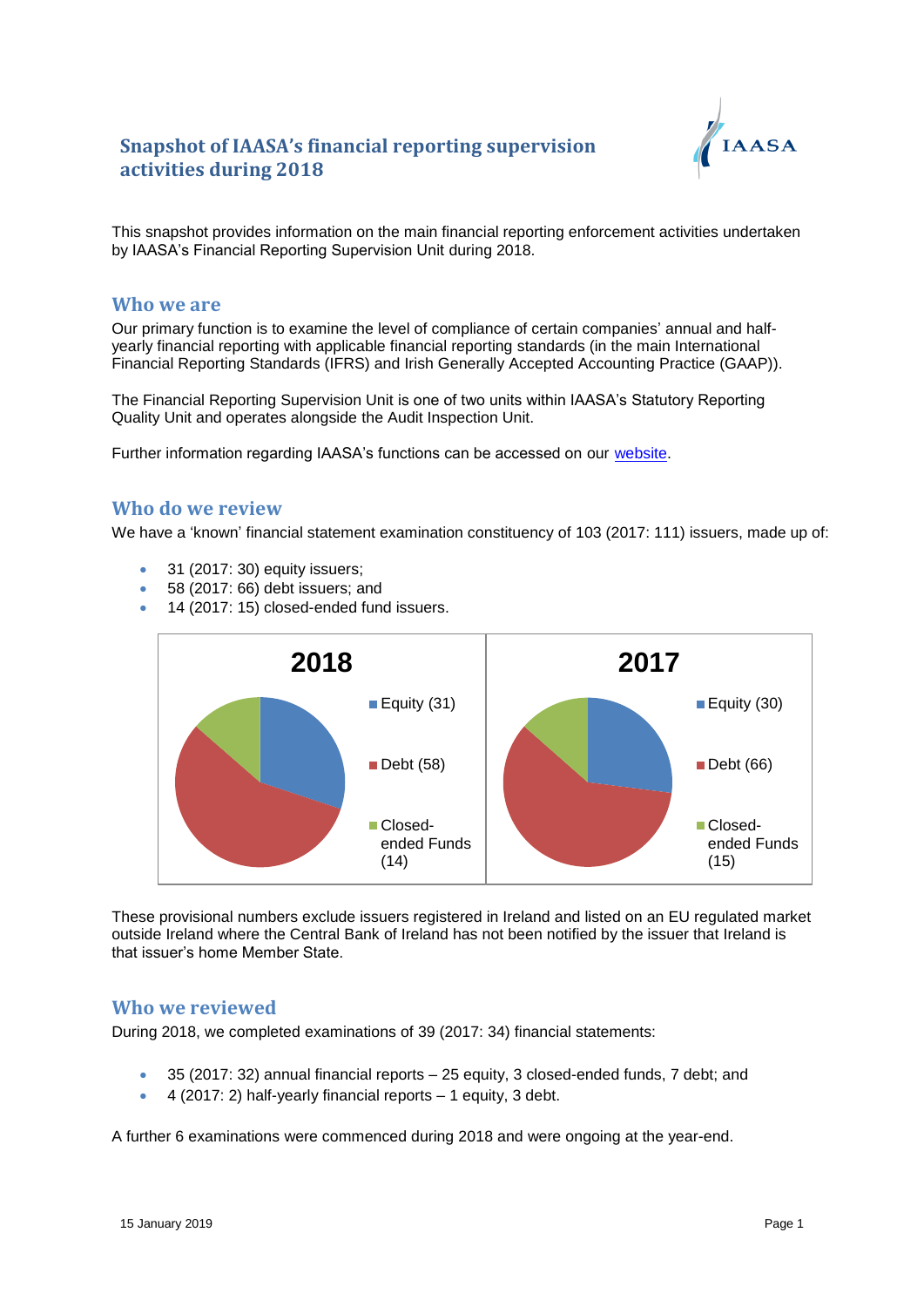# Snapshot of IAASA's financial reporting supervision activities during 2018

This snapshot provides information on the main financial reporting enforcement activities undertaken by IAASA's Financial Reporting Supervision Unit during 2018.

## Who we are

Our primary function is to examine the level of compliance of certain companies' annual and half-yearly financial reporting with applicable financial reporting standards (in the main International Financial Reporting Standards (IFRS) and Irish Generally Accepted Accounting Practice (GAAP)).

The Financial Reporting Supervision Unit is one of two units within IAASA's Statutory Reporting Quality Unit and operates alongside the Audit Inspection Unit.

Further information regarding IAASA's functions can be accessed on our website.

## Who do we review

We have a 'known' financial statement examination constituency of 103 (2017: 111) issuers, made up of:

- 31 (2017: 30) equity issuers;
- 58 (2017: 66) debt issuers; and
- 14 (2017: 15) closed-ended fund issuers.

**2018**

- Equity (31)
- Debt (58)
- Closed-ended Funds (14)

**2017**

- Equity (30)
- Debt (66)
- Closed-ended Funds (15)

These provisional numbers exclude issuers registered in Ireland and listed on an EU regulated market outside Ireland where the Central Bank of Ireland has not been notified by the issuer that Ireland is that issuer's home Member State.

## Who we reviewed

During 2018, we completed examinations of 39 (2017: 34) financial statements:

- 35 (2017: 32) annual financial reports – 25 equity, 3 closed-ended funds, 7 debt; and
- 4 (2017: 2) half-yearly financial reports – 1 equity, 3 debt.

A further 6 examinations were commenced during 2018 and were ongoing at the year-end.

15 January 2019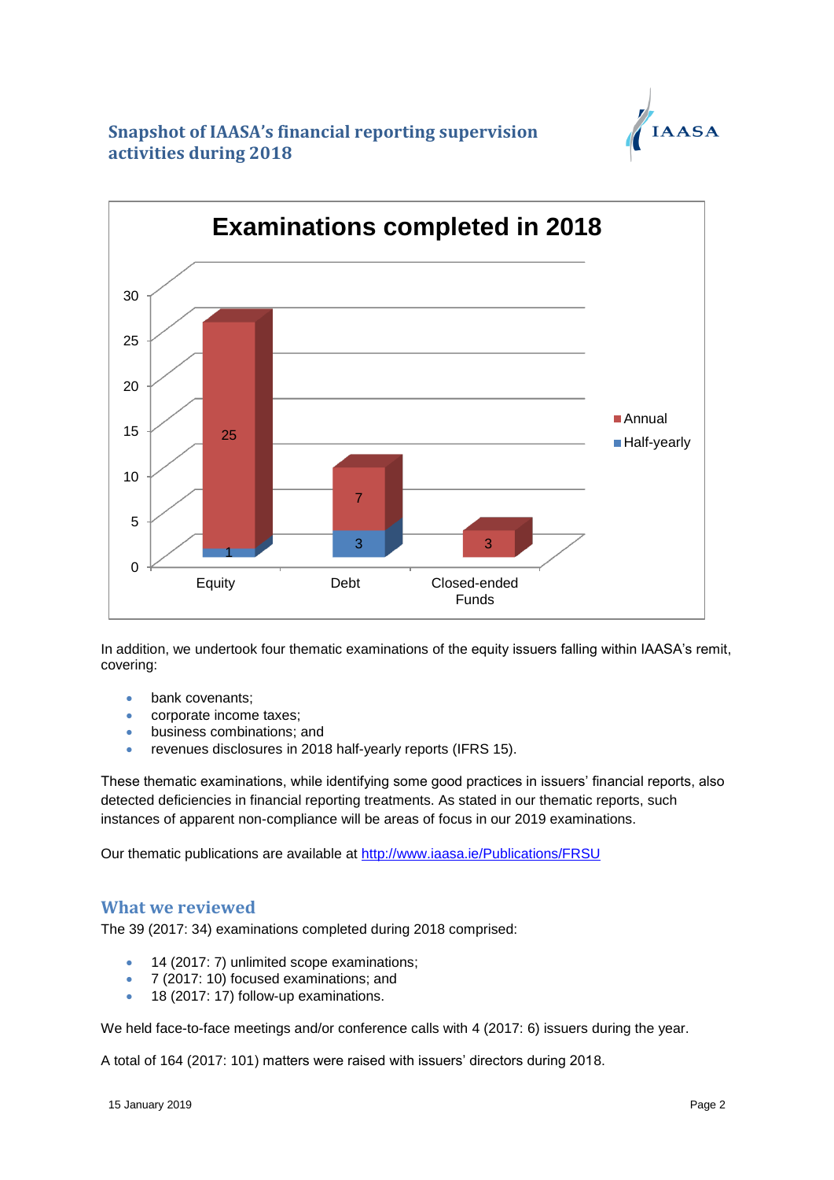## Snapshot of IAASA's financial reporting supervision activities during 2018

**Examinations completed in 2018**

| | Annual | Half-yearly |
|---|---|---|
| Equity | 25 | 1 |
| Debt | 7 | 3 |
| Closed-ended Funds | 3 | |

In addition, we undertook four thematic examinations of the equity issuers falling within IAASA's remit, covering:

- bank covenants;
- corporate income taxes;
- business combinations; and
- revenues disclosures in 2018 half-yearly reports (IFRS 15).

These thematic examinations, while identifying some good practices in issuers' financial reports, also detected deficiencies in financial reporting treatments. As stated in our thematic reports, such instances of apparent non-compliance will be areas of focus in our 2019 examinations.

Our thematic publications are available at http://www.iaasa.ie/Publications/FRSU

## What we reviewed

The 39 (2017: 34) examinations completed during 2018 comprised:

- 14 (2017: 7) unlimited scope examinations;
- 7 (2017: 10) focused examinations; and
- 18 (2017: 17) follow-up examinations.

We held face-to-face meetings and/or conference calls with 4 (2017: 6) issuers during the year.

A total of 164 (2017: 101) matters were raised with issuers' directors during 2018.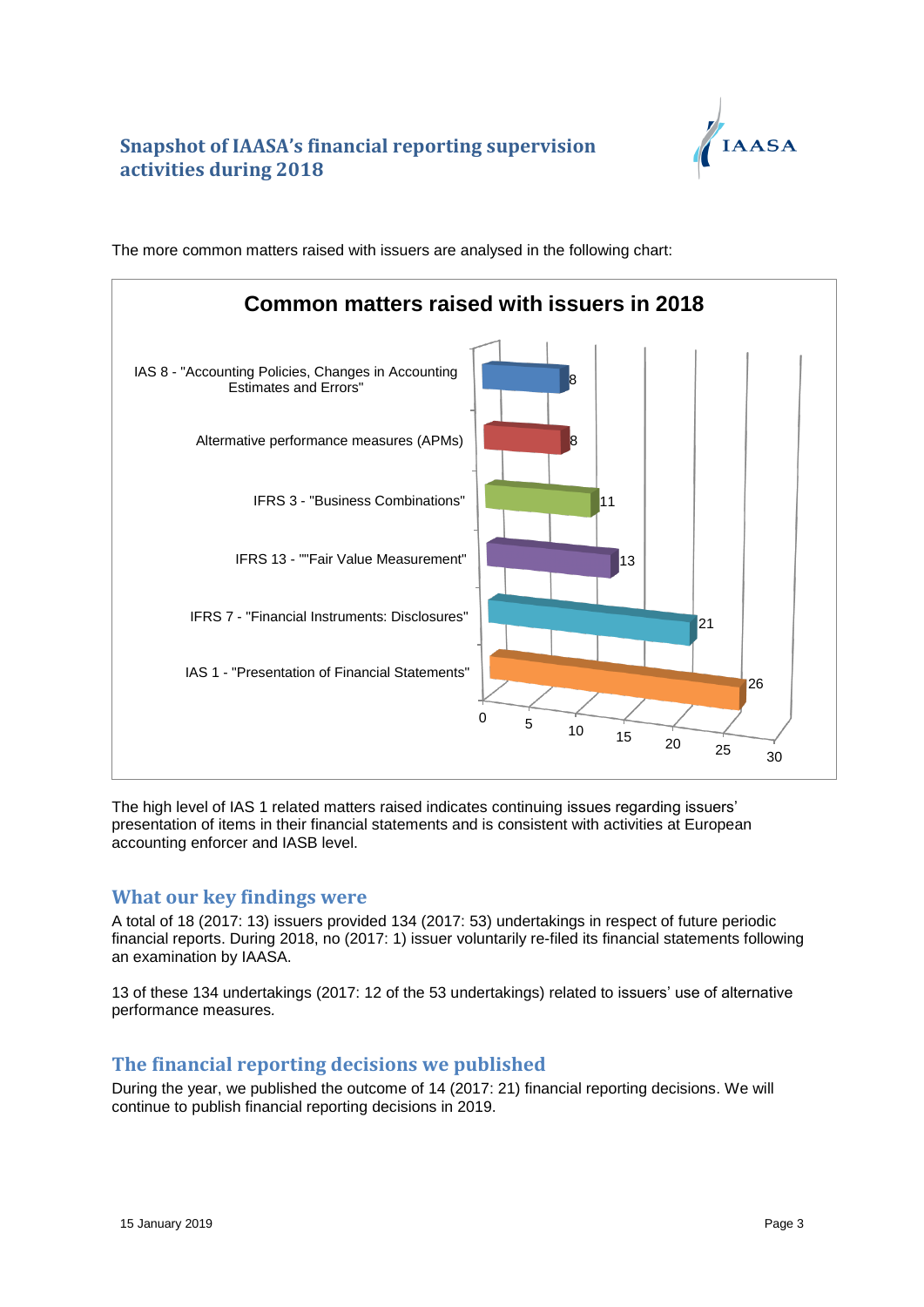## Snapshot of IAASA's financial reporting supervision activities during 2018

The more common matters raised with issuers are analysed in the following chart:

**Common matters raised with issuers in 2018**

| Matter | Number |
|---|---|
| IAS 8 - "Accounting Policies, Changes in Accounting Estimates and Errors" | 8 |
| Alternative performance measures (APMs) | 8 |
| IFRS 3 - "Business Combinations" | 11 |
| IFRS 13 - ""Fair Value Measurement" | 13 |
| IFRS 7 - "Financial Instruments: Disclosures" | 21 |
| IAS 1 - "Presentation of Financial Statements" | 26 |

The high level of IAS 1 related matters raised indicates continuing issues regarding issuers' presentation of items in their financial statements and is consistent with activities at European accounting enforcer and IASB level.

## What our key findings were

A total of 18 (2017: 13) issuers provided 134 (2017: 53) undertakings in respect of future periodic financial reports. During 2018, no (2017: 1) issuer voluntarily re-filed its financial statements following an examination by IAASA.

13 of these 134 undertakings (2017: 12 of the 53 undertakings) related to issuers' use of alternative performance measures.

## The financial reporting decisions we published

During the year, we published the outcome of 14 (2017: 21) financial reporting decisions. We will continue to publish financial reporting decisions in 2019.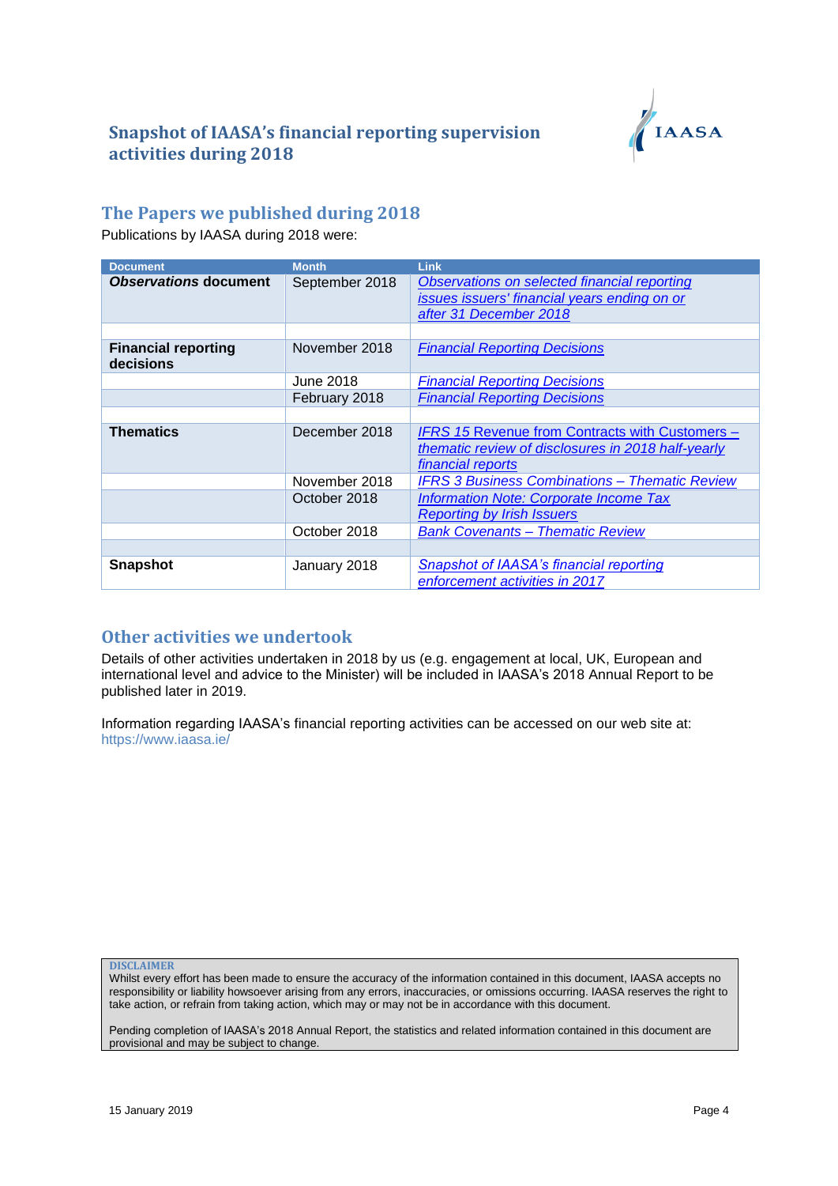## Snapshot of IAASA's financial reporting supervision activities during 2018

## The Papers we published during 2018

Publications by IAASA during 2018 were:

| Document | Month | Link |
|---|---|---|
| ***Observations* document** | September 2018 | *Observations on selected financial reporting issues issuers' financial years ending on or after 31 December 2018* |
| | | |
| **Financial reporting decisions** | November 2018 | *Financial Reporting Decisions* |
| | June 2018 | *Financial Reporting Decisions* |
| | February 2018 | *Financial Reporting Decisions* |
| | | |
| **Thematics** | December 2018 | *IFRS 15* Revenue from Contracts with Customers – *thematic review of disclosures in 2018 half-yearly financial reports* |
| | November 2018 | *IFRS 3 Business Combinations – Thematic Review* |
| | October 2018 | *Information Note: Corporate Income Tax Reporting by Irish Issuers* |
| | October 2018 | *Bank Covenants – Thematic Review* |
| | | |
| **Snapshot** | January 2018 | *Snapshot of IAASA's financial reporting enforcement activities in 2017* |

## Other activities we undertook

Details of other activities undertaken in 2018 by us (e.g. engagement at local, UK, European and international level and advice to the Minister) will be included in IAASA's 2018 Annual Report to be published later in 2019.

Information regarding IAASA's financial reporting activities can be accessed on our web site at: https://www.iaasa.ie/

**DISCLAIMER**

Whilst every effort has been made to ensure the accuracy of the information contained in this document, IAASA accepts no responsibility or liability howsoever arising from any errors, inaccuracies, or omissions occurring. IAASA reserves the right to take action, or refrain from taking action, which may or may not be in accordance with this document.

Pending completion of IAASA's 2018 Annual Report, the statistics and related information contained in this document are provisional and may be subject to change.

15 January 2019